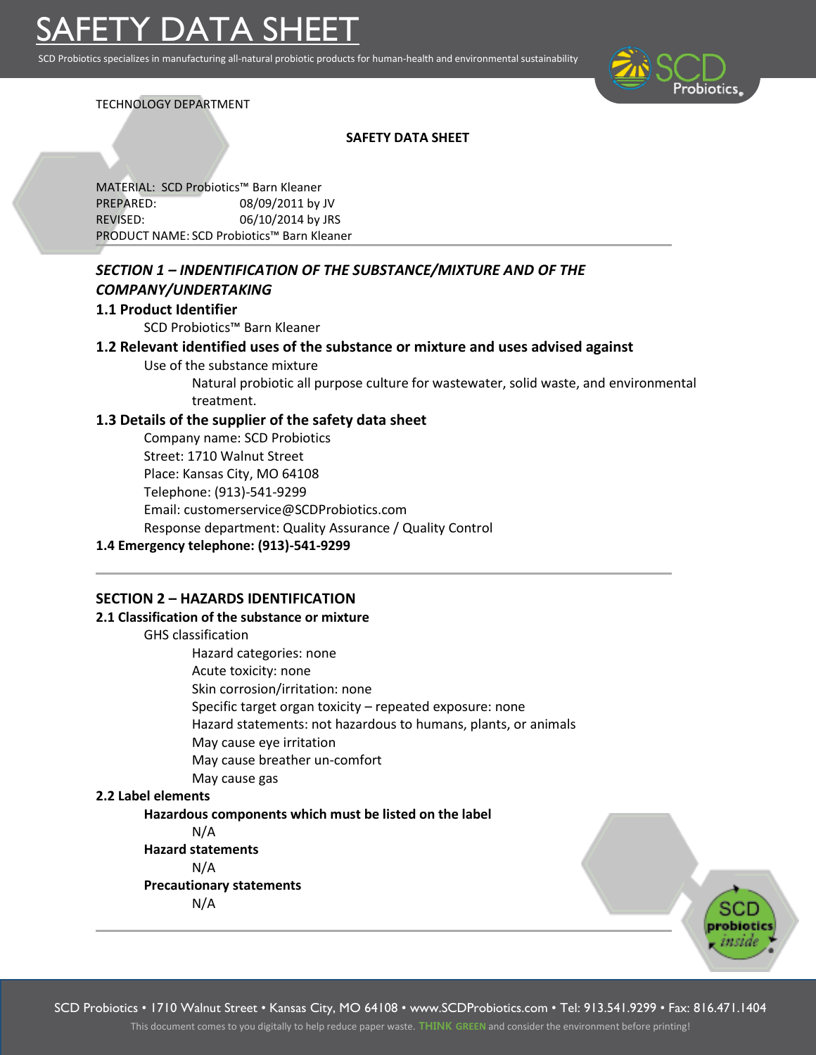# SAFETY DATA SHEET

SCD Probiotics specializes in manufacturing all-natural probiotic products for human-health and environmental sustainability

TECHNOLOGY DEPARTMENT

**SAFETY DATA SHEET**

MATERIAL: SCD Probiotics™ Barn Kleaner
PREPARED: 08/09/2011 by JV
REVISED: 06/10/2014 by JRS
PRODUCT NAME: SCD Probiotics™ Barn Kleaner

## *SECTION 1 – INDENTIFICATION OF THE SUBSTANCE/MIXTURE AND OF THE COMPANY/UNDERTAKING*

### 1.1 Product Identifier

SCD Probiotics™ Barn Kleaner

### 1.2 Relevant identified uses of the substance or mixture and uses advised against

Use of the substance mixture

Natural probiotic all purpose culture for wastewater, solid waste, and environmental treatment.

### 1.3 Details of the supplier of the safety data sheet

Company name: SCD Probiotics
Street: 1710 Walnut Street
Place: Kansas City, MO 64108
Telephone: (913)-541-9299
Email: customerservice@SCDProbiotics.com
Response department: Quality Assurance / Quality Control

### 1.4 Emergency telephone: (913)-541-9299

## SECTION 2 – HAZARDS IDENTIFICATION

### 2.1 Classification of the substance or mixture

GHS classification

Hazard categories: none
Acute toxicity: none
Skin corrosion/irritation: none
Specific target organ toxicity – repeated exposure: none
Hazard statements: not hazardous to humans, plants, or animals
May cause eye irritation
May cause breather un-comfort
May cause gas

### 2.2 Label elements

**Hazardous components which must be listed on the label**

N/A

**Hazard statements**

N/A

**Precautionary statements**

N/A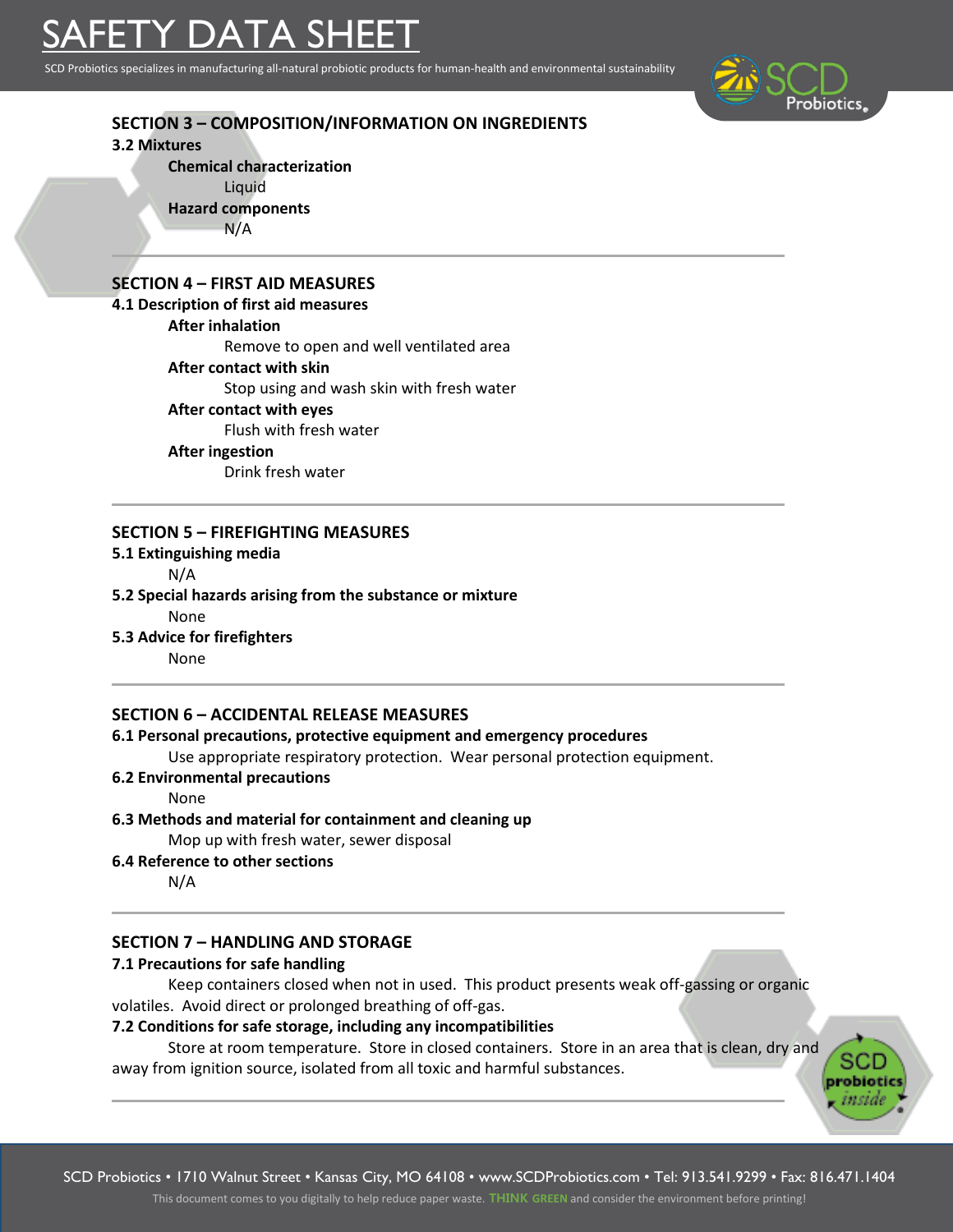## SECTION 3 – COMPOSITION/INFORMATION ON INGREDIENTS

### 3.2 Mixtures

**Chemical characterization**

Liquid

**Hazard components**

N/A

## SECTION 4 – FIRST AID MEASURES

### 4.1 Description of first aid measures

**After inhalation**

Remove to open and well ventilated area

**After contact with skin**

Stop using and wash skin with fresh water

**After contact with eyes**

Flush with fresh water

**After ingestion**

Drink fresh water

## SECTION 5 – FIREFIGHTING MEASURES

### 5.1 Extinguishing media

N/A

### 5.2 Special hazards arising from the substance or mixture

None

### 5.3 Advice for firefighters

None

## SECTION 6 – ACCIDENTAL RELEASE MEASURES

### 6.1 Personal precautions, protective equipment and emergency procedures

Use appropriate respiratory protection. Wear personal protection equipment.

### 6.2 Environmental precautions

None

### 6.3 Methods and material for containment and cleaning up

Mop up with fresh water, sewer disposal

### 6.4 Reference to other sections

N/A

## SECTION 7 – HANDLING AND STORAGE

### 7.1 Precautions for safe handling

Keep containers closed when not in used. This product presents weak off-gassing or organic volatiles. Avoid direct or prolonged breathing of off-gas.

### 7.2 Conditions for safe storage, including any incompatibilities

Store at room temperature. Store in closed containers. Store in an area that is clean, dry and away from ignition source, isolated from all toxic and harmful substances.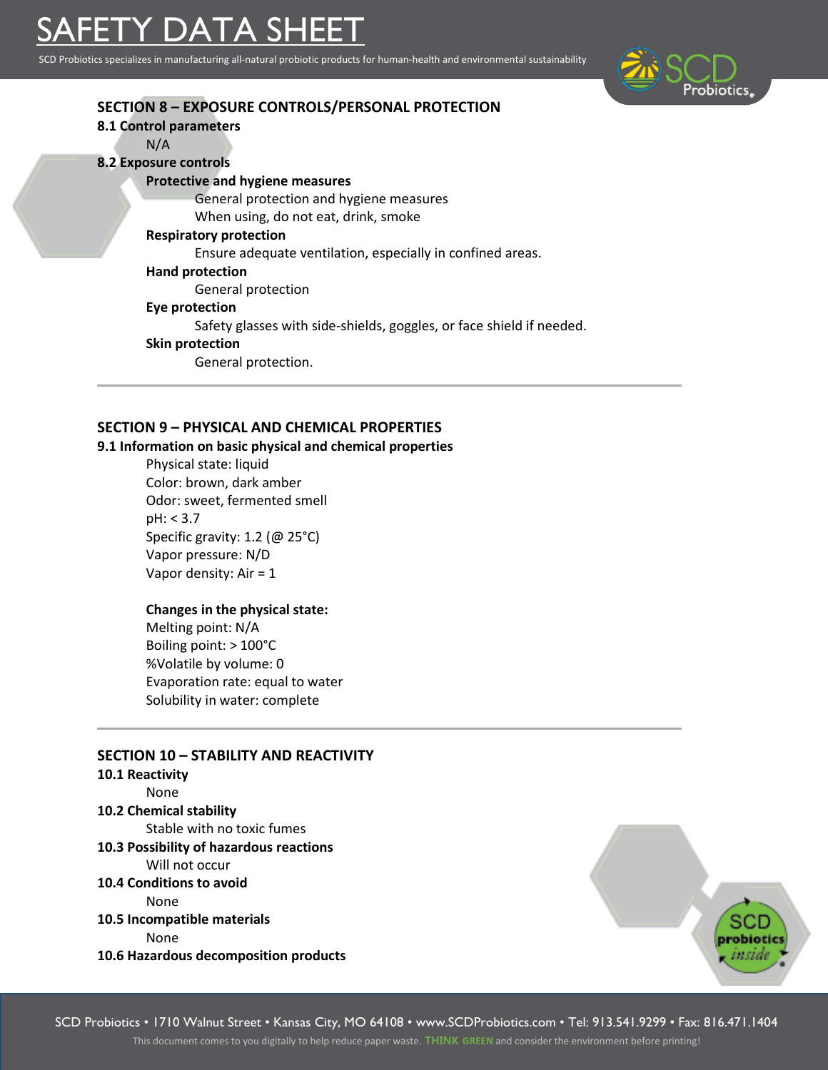## SECTION 8 – EXPOSURE CONTROLS/PERSONAL PROTECTION

### 8.1 Control parameters

N/A

### 8.2 Exposure controls

**Protective and hygiene measures**

General protection and hygiene measures
When using, do not eat, drink, smoke

**Respiratory protection**

Ensure adequate ventilation, especially in confined areas.

**Hand protection**

General protection

**Eye protection**

Safety glasses with side-shields, goggles, or face shield if needed.

**Skin protection**

General protection.

---

## SECTION 9 – PHYSICAL AND CHEMICAL PROPERTIES

### 9.1 Information on basic physical and chemical properties

Physical state: liquid
Color: brown, dark amber
Odor: sweet, fermented smell
pH: < 3.7
Specific gravity: 1.2 (@ 25°C)
Vapor pressure: N/D
Vapor density: Air = 1

**Changes in the physical state:**

Melting point: N/A
Boiling point: > 100°C
%Volatile by volume: 0
Evaporation rate: equal to water
Solubility in water: complete

---

## SECTION 10 – STABILITY AND REACTIVITY

### 10.1 Reactivity

None

### 10.2 Chemical stability

Stable with no toxic fumes

### 10.3 Possibility of hazardous reactions

Will not occur

### 10.4 Conditions to avoid

None

### 10.5 Incompatible materials

None

### 10.6 Hazardous decomposition products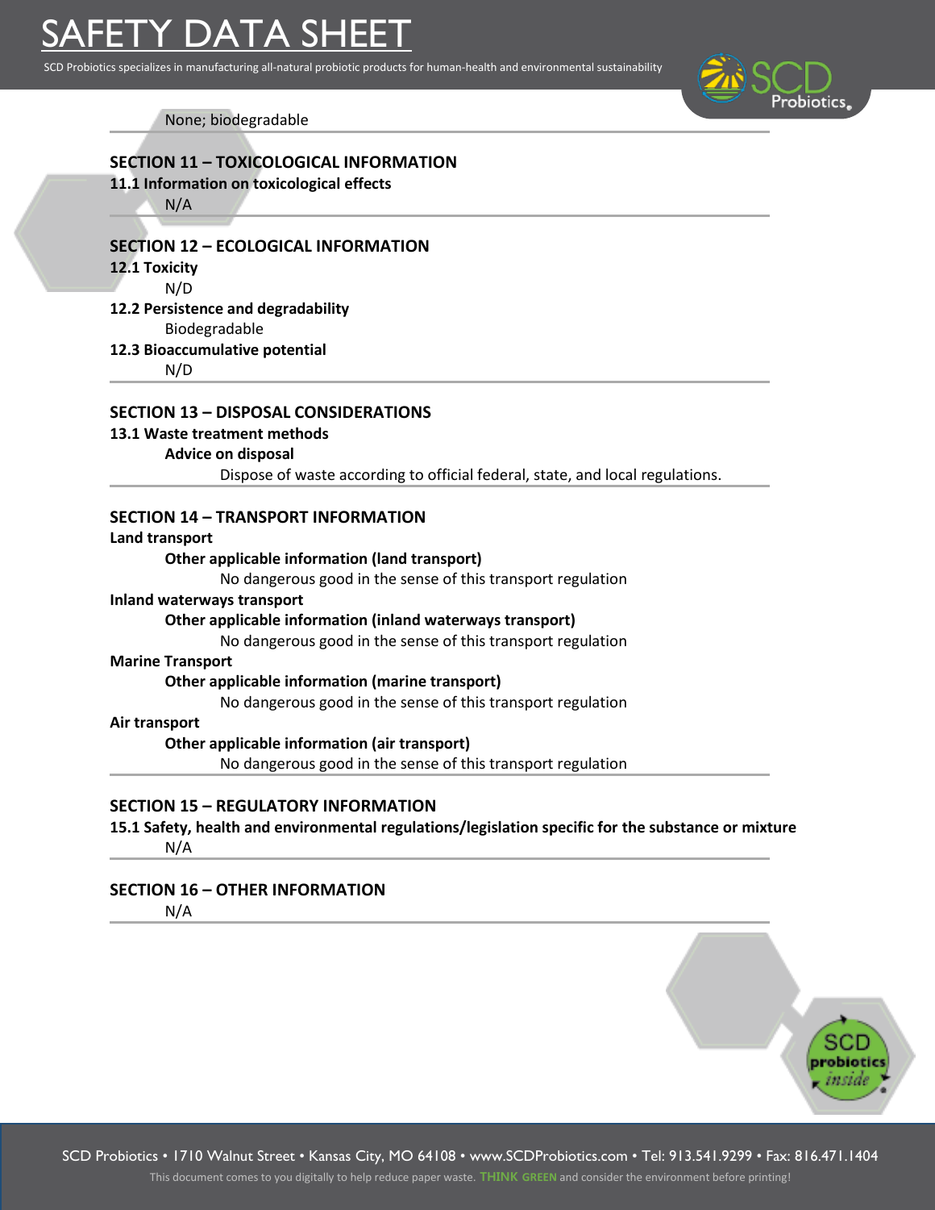None; biodegradable

## SECTION 11 – TOXICOLOGICAL INFORMATION

**11.1 Information on toxicological effects**

N/A

## SECTION 12 – ECOLOGICAL INFORMATION

**12.1 Toxicity**

N/D

**12.2 Persistence and degradability**

Biodegradable

**12.3 Bioaccumulative potential**

N/D

## SECTION 13 – DISPOSAL CONSIDERATIONS

**13.1 Waste treatment methods**

**Advice on disposal**

Dispose of waste according to official federal, state, and local regulations.

## SECTION 14 – TRANSPORT INFORMATION

**Land transport**

**Other applicable information (land transport)**

No dangerous good in the sense of this transport regulation

**Inland waterways transport**

**Other applicable information (inland waterways transport)**

No dangerous good in the sense of this transport regulation

**Marine Transport**

**Other applicable information (marine transport)**

No dangerous good in the sense of this transport regulation

**Air transport**

**Other applicable information (air transport)**

No dangerous good in the sense of this transport regulation

## SECTION 15 – REGULATORY INFORMATION

**15.1 Safety, health and environmental regulations/legislation specific for the substance or mixture**

N/A

## SECTION 16 – OTHER INFORMATION

N/A